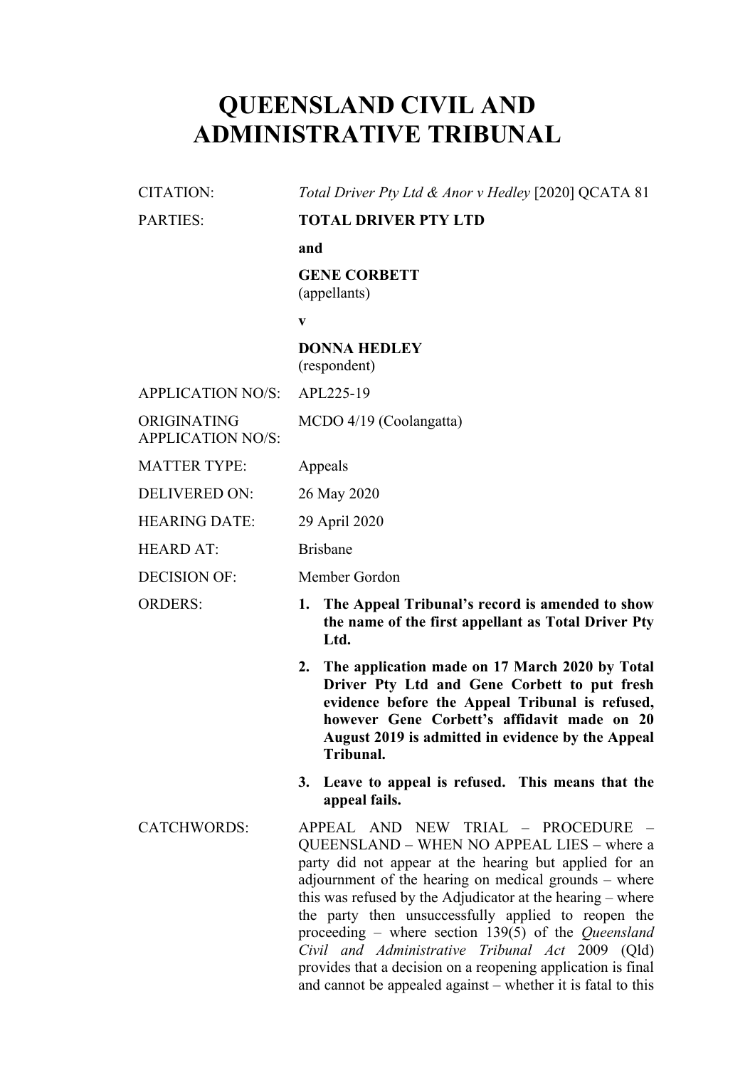# QUEENSLAND CIVIL AND ADMINISTRATIVE TRIBUNAL

| | |
|---|---|
| CITATION: | *Total Driver Pty Ltd & Anor v Hedley* [2020] QCATA 81 |
| PARTIES: | **TOTAL DRIVER PTY LTD**<br>**and**<br>**GENE CORBETT**<br>(appellants)<br>**v**<br>**DONNA HEDLEY**<br>(respondent) |
| APPLICATION NO/S: | APL225-19 |
| ORIGINATING APPLICATION NO/S: | MCDO 4/19 (Coolangatta) |
| MATTER TYPE: | Appeals |
| DELIVERED ON: | 26 May 2020 |
| HEARING DATE: | 29 April 2020 |
| HEARD AT: | Brisbane |
| DECISION OF: | Member Gordon |
| ORDERS: | **1. The Appeal Tribunal's record is amended to show the name of the first appellant as Total Driver Pty Ltd.**<br>**2. The application made on 17 March 2020 by Total Driver Pty Ltd and Gene Corbett to put fresh evidence before the Appeal Tribunal is refused, however Gene Corbett's affidavit made on 20 August 2019 is admitted in evidence by the Appeal Tribunal.**<br>**3. Leave to appeal is refused. This means that the appeal fails.** |
| CATCHWORDS: | APPEAL AND NEW TRIAL – PROCEDURE – QUEENSLAND – WHEN NO APPEAL LIES – where a party did not appear at the hearing but applied for an adjournment of the hearing on medical grounds – where this was refused by the Adjudicator at the hearing – where the party then unsuccessfully applied to reopen the proceeding – where section 139(5) of the *Queensland Civil and Administrative Tribunal Act* 2009 (Qld) provides that a decision on a reopening application is final and cannot be appealed against – whether it is fatal to this |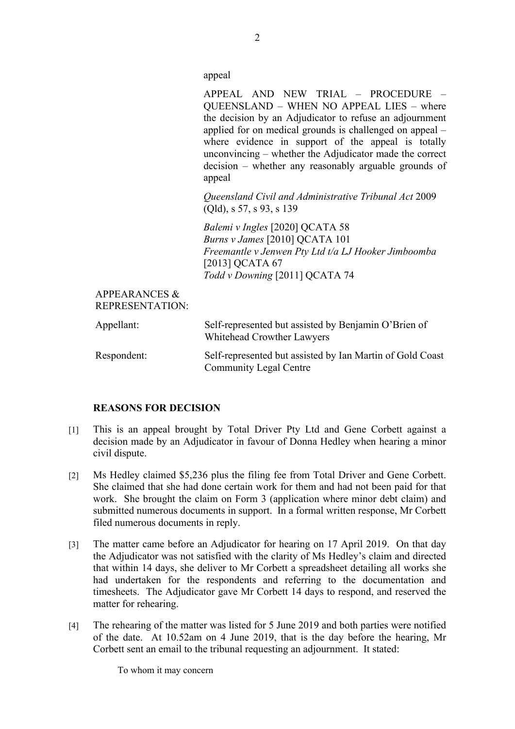appeal

APPEAL AND NEW TRIAL – PROCEDURE – QUEENSLAND – WHEN NO APPEAL LIES – where the decision by an Adjudicator to refuse an adjournment applied for on medical grounds is challenged on appeal – where evidence in support of the appeal is totally unconvincing – whether the Adjudicator made the correct decision – whether any reasonably arguable grounds of appeal

*Queensland Civil and Administrative Tribunal Act* 2009 (Qld), s 57, s 93, s 139

*Balemi v Ingles* [2020] QCATA 58
*Burns v James* [2010] QCATA 101
*Freemantle v Jenwen Pty Ltd t/a LJ Hooker Jimboomba* [2013] QCATA 67
*Todd v Downing* [2011] QCATA 74

APPEARANCES & REPRESENTATION:

| | |
|---|---|
| Appellant: | Self-represented but assisted by Benjamin O'Brien of Whitehead Crowther Lawyers |
| Respondent: | Self-represented but assisted by Ian Martin of Gold Coast Community Legal Centre |

## REASONS FOR DECISION

[1] This is an appeal brought by Total Driver Pty Ltd and Gene Corbett against a decision made by an Adjudicator in favour of Donna Hedley when hearing a minor civil dispute.

[2] Ms Hedley claimed $5,236 plus the filing fee from Total Driver and Gene Corbett. She claimed that she had done certain work for them and had not been paid for that work. She brought the claim on Form 3 (application where minor debt claim) and submitted numerous documents in support. In a formal written response, Mr Corbett filed numerous documents in reply.

[3] The matter came before an Adjudicator for hearing on 17 April 2019. On that day the Adjudicator was not satisfied with the clarity of Ms Hedley's claim and directed that within 14 days, she deliver to Mr Corbett a spreadsheet detailing all works she had undertaken for the respondents and referring to the documentation and timesheets. The Adjudicator gave Mr Corbett 14 days to respond, and reserved the matter for rehearing.

[4] The rehearing of the matter was listed for 5 June 2019 and both parties were notified of the date. At 10.52am on 4 June 2019, that is the day before the hearing, Mr Corbett sent an email to the tribunal requesting an adjournment. It stated:

> To whom it may concern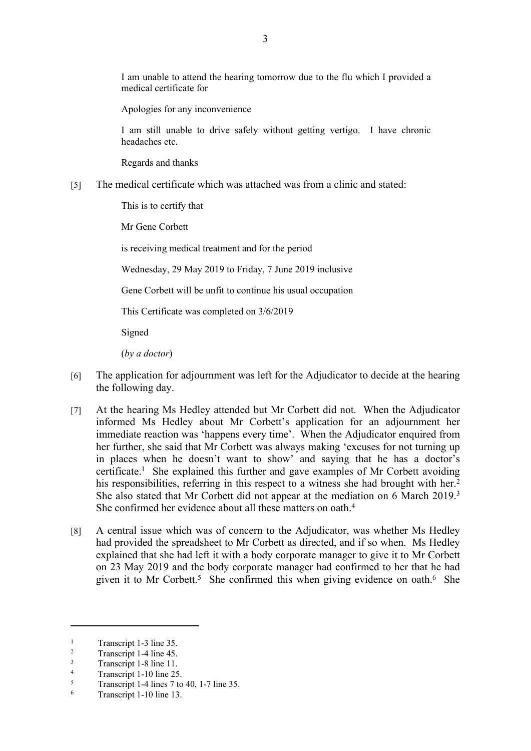> I am unable to attend the hearing tomorrow due to the flu which I provided a medical certificate for
>
> Apologies for any inconvenience
>
> I am still unable to drive safely without getting vertigo. I have chronic headaches etc.
>
> Regards and thanks

[5] The medical certificate which was attached was from a clinic and stated:

> This is to certify that
>
> Mr Gene Corbett
>
> is receiving medical treatment and for the period
>
> Wednesday, 29 May 2019 to Friday, 7 June 2019 inclusive
>
> Gene Corbett will be unfit to continue his usual occupation
>
> This Certificate was completed on 3/6/2019
>
> Signed
>
> (*by a doctor*)

[6] The application for adjournment was left for the Adjudicator to decide at the hearing the following day.

[7] At the hearing Ms Hedley attended but Mr Corbett did not. When the Adjudicator informed Ms Hedley about Mr Corbett's application for an adjournment her immediate reaction was 'happens every time'. When the Adjudicator enquired from her further, she said that Mr Corbett was always making 'excuses for not turning up in places when he doesn't want to show' and saying that he has a doctor's certificate.[1] She explained this further and gave examples of Mr Corbett avoiding his responsibilities, referring in this respect to a witness she had brought with her.[2] She also stated that Mr Corbett did not appear at the mediation on 6 March 2019.[3] She confirmed her evidence about all these matters on oath.[4]

[8] A central issue which was of concern to the Adjudicator, was whether Ms Hedley had provided the spreadsheet to Mr Corbett as directed, and if so when. Ms Hedley explained that she had left it with a body corporate manager to give it to Mr Corbett on 23 May 2019 and the body corporate manager had confirmed to her that he had given it to Mr Corbett.[5] She confirmed this when giving evidence on oath.[6] She

---

[1] Transcript 1-3 line 35.

[2] Transcript 1-4 line 45.

[3] Transcript 1-8 line 11.

[4] Transcript 1-10 line 25.

[5] Transcript 1-4 lines 7 to 40, 1-7 line 35.

[6] Transcript 1-10 line 13.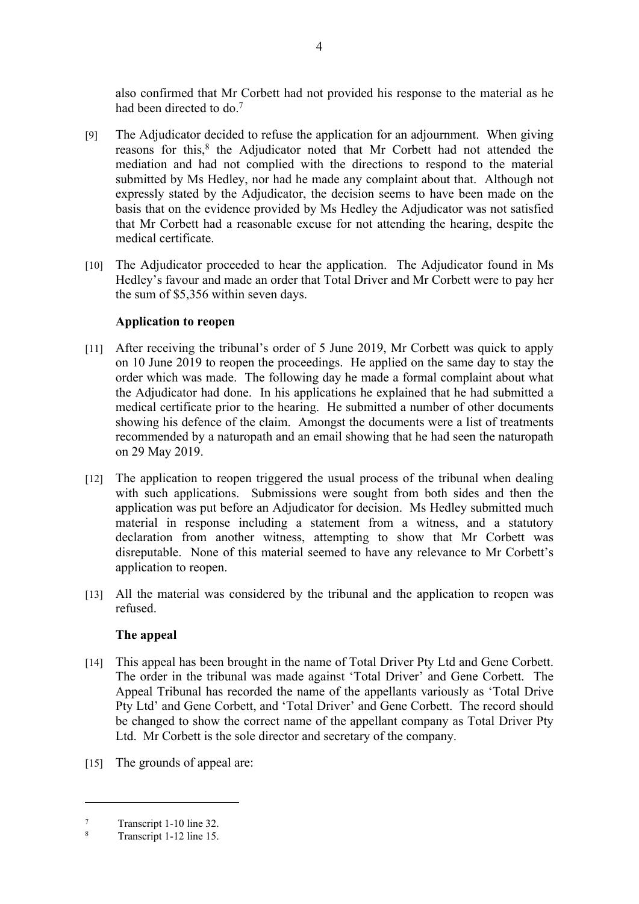also confirmed that Mr Corbett had not provided his response to the material as he had been directed to do.[7]

[9] The Adjudicator decided to refuse the application for an adjournment. When giving reasons for this,[8] the Adjudicator noted that Mr Corbett had not attended the mediation and had not complied with the directions to respond to the material submitted by Ms Hedley, nor had he made any complaint about that. Although not expressly stated by the Adjudicator, the decision seems to have been made on the basis that on the evidence provided by Ms Hedley the Adjudicator was not satisfied that Mr Corbett had a reasonable excuse for not attending the hearing, despite the medical certificate.

[10] The Adjudicator proceeded to hear the application. The Adjudicator found in Ms Hedley's favour and made an order that Total Driver and Mr Corbett were to pay her the sum of $5,356 within seven days.

**Application to reopen**

[11] After receiving the tribunal's order of 5 June 2019, Mr Corbett was quick to apply on 10 June 2019 to reopen the proceedings. He applied on the same day to stay the order which was made. The following day he made a formal complaint about what the Adjudicator had done. In his applications he explained that he had submitted a medical certificate prior to the hearing. He submitted a number of other documents showing his defence of the claim. Amongst the documents were a list of treatments recommended by a naturopath and an email showing that he had seen the naturopath on 29 May 2019.

[12] The application to reopen triggered the usual process of the tribunal when dealing with such applications. Submissions were sought from both sides and then the application was put before an Adjudicator for decision. Ms Hedley submitted much material in response including a statement from a witness, and a statutory declaration from another witness, attempting to show that Mr Corbett was disreputable. None of this material seemed to have any relevance to Mr Corbett's application to reopen.

[13] All the material was considered by the tribunal and the application to reopen was refused.

**The appeal**

[14] This appeal has been brought in the name of Total Driver Pty Ltd and Gene Corbett. The order in the tribunal was made against 'Total Driver' and Gene Corbett. The Appeal Tribunal has recorded the name of the appellants variously as 'Total Drive Pty Ltd' and Gene Corbett, and 'Total Driver' and Gene Corbett. The record should be changed to show the correct name of the appellant company as Total Driver Pty Ltd. Mr Corbett is the sole director and secretary of the company.

[15] The grounds of appeal are:

---

[7] Transcript 1-10 line 32.

[8] Transcript 1-12 line 15.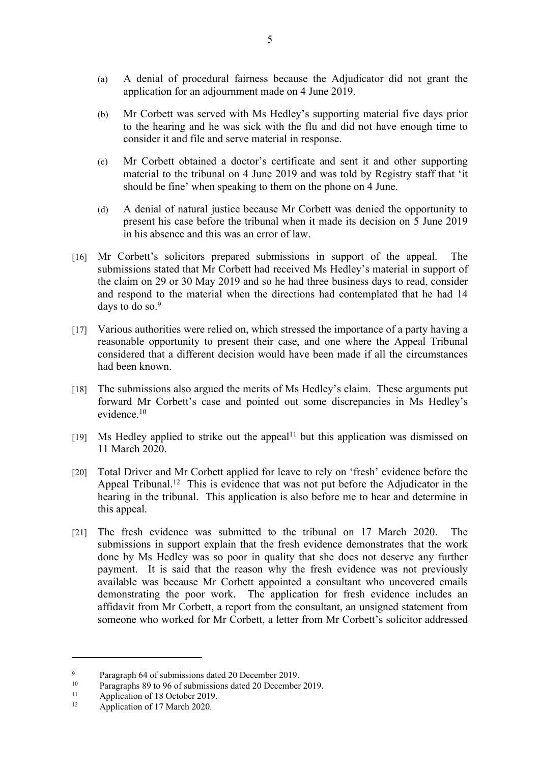(a) A denial of procedural fairness because the Adjudicator did not grant the application for an adjournment made on 4 June 2019.

(b) Mr Corbett was served with Ms Hedley's supporting material five days prior to the hearing and he was sick with the flu and did not have enough time to consider it and file and serve material in response.

(c) Mr Corbett obtained a doctor's certificate and sent it and other supporting material to the tribunal on 4 June 2019 and was told by Registry staff that 'it should be fine' when speaking to them on the phone on 4 June.

(d) A denial of natural justice because Mr Corbett was denied the opportunity to present his case before the tribunal when it made its decision on 5 June 2019 in his absence and this was an error of law.

[16] Mr Corbett's solicitors prepared submissions in support of the appeal. The submissions stated that Mr Corbett had received Ms Hedley's material in support of the claim on 29 or 30 May 2019 and so he had three business days to read, consider and respond to the material when the directions had contemplated that he had 14 days to do so.[9]

[17] Various authorities were relied on, which stressed the importance of a party having a reasonable opportunity to present their case, and one where the Appeal Tribunal considered that a different decision would have been made if all the circumstances had been known.

[18] The submissions also argued the merits of Ms Hedley's claim. These arguments put forward Mr Corbett's case and pointed out some discrepancies in Ms Hedley's evidence.[10]

[19] Ms Hedley applied to strike out the appeal[11] but this application was dismissed on 11 March 2020.

[20] Total Driver and Mr Corbett applied for leave to rely on 'fresh' evidence before the Appeal Tribunal.[12] This is evidence that was not put before the Adjudicator in the hearing in the tribunal. This application is also before me to hear and determine in this appeal.

[21] The fresh evidence was submitted to the tribunal on 17 March 2020. The submissions in support explain that the fresh evidence demonstrates that the work done by Ms Hedley was so poor in quality that she does not deserve any further payment. It is said that the reason why the fresh evidence was not previously available was because Mr Corbett appointed a consultant who uncovered emails demonstrating the poor work. The application for fresh evidence includes an affidavit from Mr Corbett, a report from the consultant, an unsigned statement from someone who worked for Mr Corbett, a letter from Mr Corbett's solicitor addressed

---

[9] Paragraph 64 of submissions dated 20 December 2019.

[10] Paragraphs 89 to 96 of submissions dated 20 December 2019.

[11] Application of 18 October 2019.

[12] Application of 17 March 2020.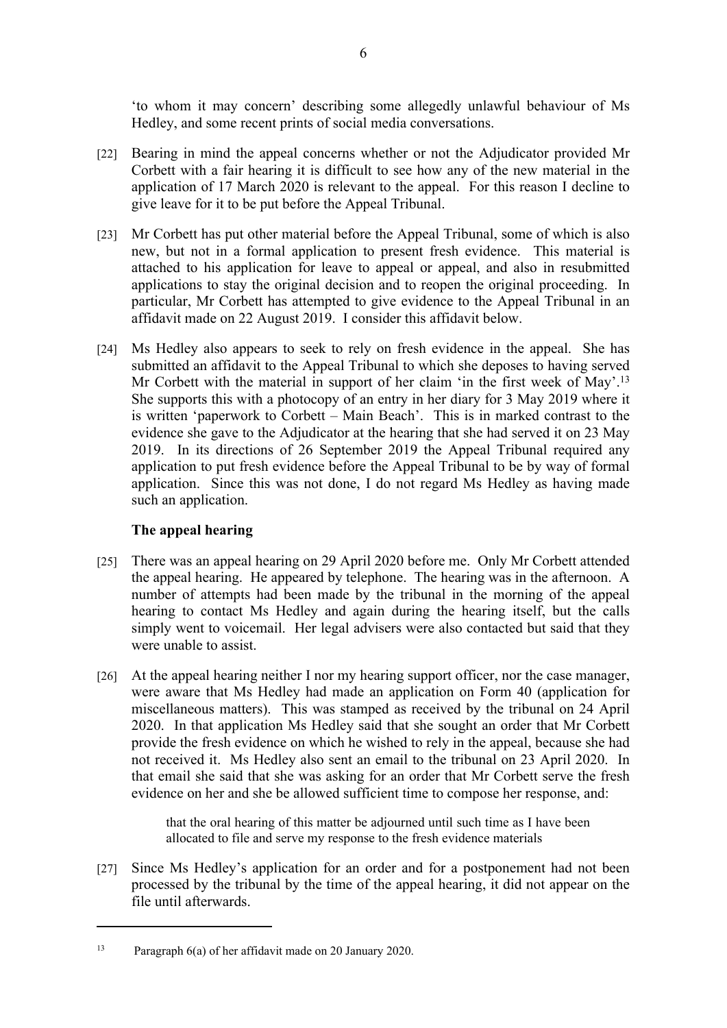'to whom it may concern' describing some allegedly unlawful behaviour of Ms Hedley, and some recent prints of social media conversations.

[22] Bearing in mind the appeal concerns whether or not the Adjudicator provided Mr Corbett with a fair hearing it is difficult to see how any of the new material in the application of 17 March 2020 is relevant to the appeal. For this reason I decline to give leave for it to be put before the Appeal Tribunal.

[23] Mr Corbett has put other material before the Appeal Tribunal, some of which is also new, but not in a formal application to present fresh evidence. This material is attached to his application for leave to appeal or appeal, and also in resubmitted applications to stay the original decision and to reopen the original proceeding. In particular, Mr Corbett has attempted to give evidence to the Appeal Tribunal in an affidavit made on 22 August 2019. I consider this affidavit below.

[24] Ms Hedley also appears to seek to rely on fresh evidence in the appeal. She has submitted an affidavit to the Appeal Tribunal to which she deposes to having served Mr Corbett with the material in support of her claim 'in the first week of May'.[13] She supports this with a photocopy of an entry in her diary for 3 May 2019 where it is written 'paperwork to Corbett – Main Beach'. This is in marked contrast to the evidence she gave to the Adjudicator at the hearing that she had served it on 23 May 2019. In its directions of 26 September 2019 the Appeal Tribunal required any application to put fresh evidence before the Appeal Tribunal to be by way of formal application. Since this was not done, I do not regard Ms Hedley as having made such an application.

### The appeal hearing

[25] There was an appeal hearing on 29 April 2020 before me. Only Mr Corbett attended the appeal hearing. He appeared by telephone. The hearing was in the afternoon. A number of attempts had been made by the tribunal in the morning of the appeal hearing to contact Ms Hedley and again during the hearing itself, but the calls simply went to voicemail. Her legal advisers were also contacted but said that they were unable to assist.

[26] At the appeal hearing neither I nor my hearing support officer, nor the case manager, were aware that Ms Hedley had made an application on Form 40 (application for miscellaneous matters). This was stamped as received by the tribunal on 24 April 2020. In that application Ms Hedley said that she sought an order that Mr Corbett provide the fresh evidence on which he wished to rely in the appeal, because she had not received it. Ms Hedley also sent an email to the tribunal on 23 April 2020. In that email she said that she was asking for an order that Mr Corbett serve the fresh evidence on her and she be allowed sufficient time to compose her response, and:

> that the oral hearing of this matter be adjourned until such time as I have been allocated to file and serve my response to the fresh evidence materials

[27] Since Ms Hedley's application for an order and for a postponement had not been processed by the tribunal by the time of the appeal hearing, it did not appear on the file until afterwards.

---

[13] Paragraph 6(a) of her affidavit made on 20 January 2020.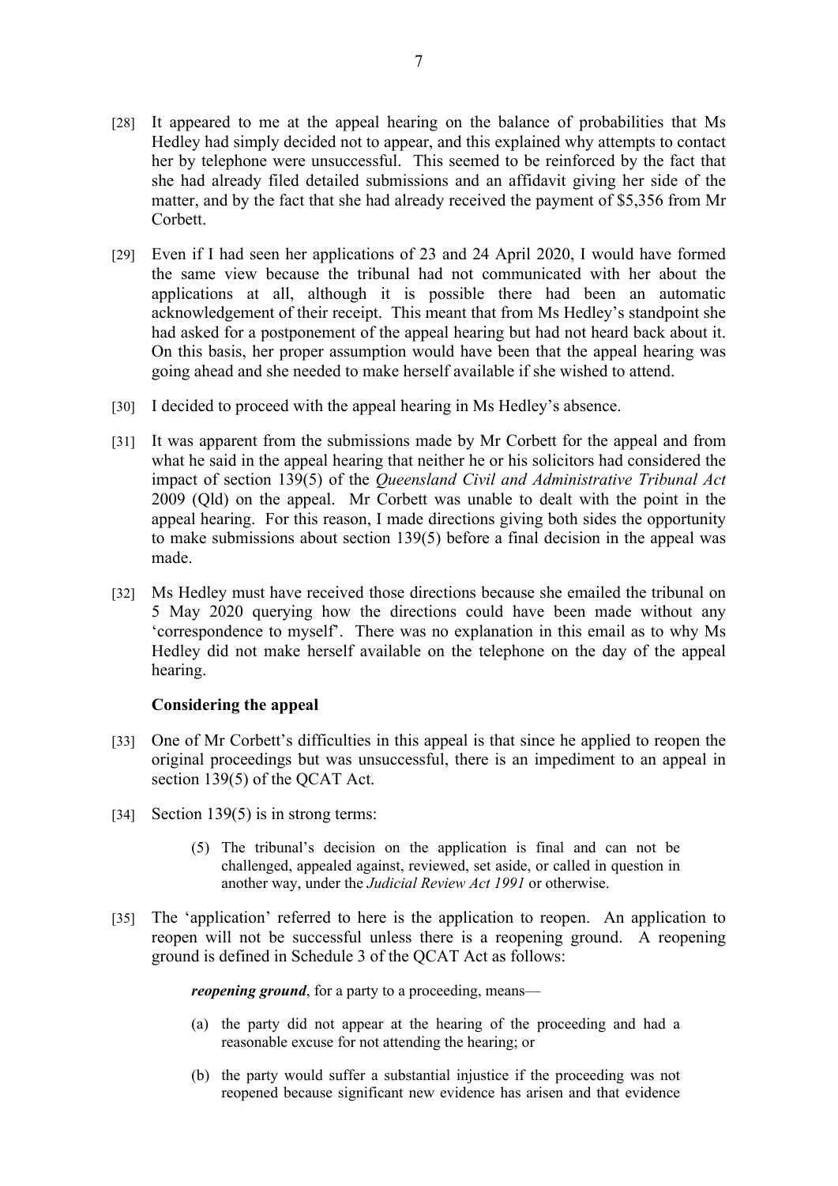[28] It appeared to me at the appeal hearing on the balance of probabilities that Ms Hedley had simply decided not to appear, and this explained why attempts to contact her by telephone were unsuccessful. This seemed to be reinforced by the fact that she had already filed detailed submissions and an affidavit giving her side of the matter, and by the fact that she had already received the payment of $5,356 from Mr Corbett.

[29] Even if I had seen her applications of 23 and 24 April 2020, I would have formed the same view because the tribunal had not communicated with her about the applications at all, although it is possible there had been an automatic acknowledgement of their receipt. This meant that from Ms Hedley's standpoint she had asked for a postponement of the appeal hearing but had not heard back about it. On this basis, her proper assumption would have been that the appeal hearing was going ahead and she needed to make herself available if she wished to attend.

[30] I decided to proceed with the appeal hearing in Ms Hedley's absence.

[31] It was apparent from the submissions made by Mr Corbett for the appeal and from what he said in the appeal hearing that neither he or his solicitors had considered the impact of section 139(5) of the *Queensland Civil and Administrative Tribunal Act* 2009 (Qld) on the appeal. Mr Corbett was unable to dealt with the point in the appeal hearing. For this reason, I made directions giving both sides the opportunity to make submissions about section 139(5) before a final decision in the appeal was made.

[32] Ms Hedley must have received those directions because she emailed the tribunal on 5 May 2020 querying how the directions could have been made without any 'correspondence to myself'. There was no explanation in this email as to why Ms Hedley did not make herself available on the telephone on the day of the appeal hearing.

**Considering the appeal**

[33] One of Mr Corbett's difficulties in this appeal is that since he applied to reopen the original proceedings but was unsuccessful, there is an impediment to an appeal in section 139(5) of the QCAT Act.

[34] Section 139(5) is in strong terms:

> (5) The tribunal's decision on the application is final and can not be challenged, appealed against, reviewed, set aside, or called in question in another way, under the *Judicial Review Act 1991* or otherwise.

[35] The 'application' referred to here is the application to reopen. An application to reopen will not be successful unless there is a reopening ground. A reopening ground is defined in Schedule 3 of the QCAT Act as follows:

> ***reopening ground***, for a party to a proceeding, means—
>
> (a) the party did not appear at the hearing of the proceeding and had a reasonable excuse for not attending the hearing; or
>
> (b) the party would suffer a substantial injustice if the proceeding was not reopened because significant new evidence has arisen and that evidence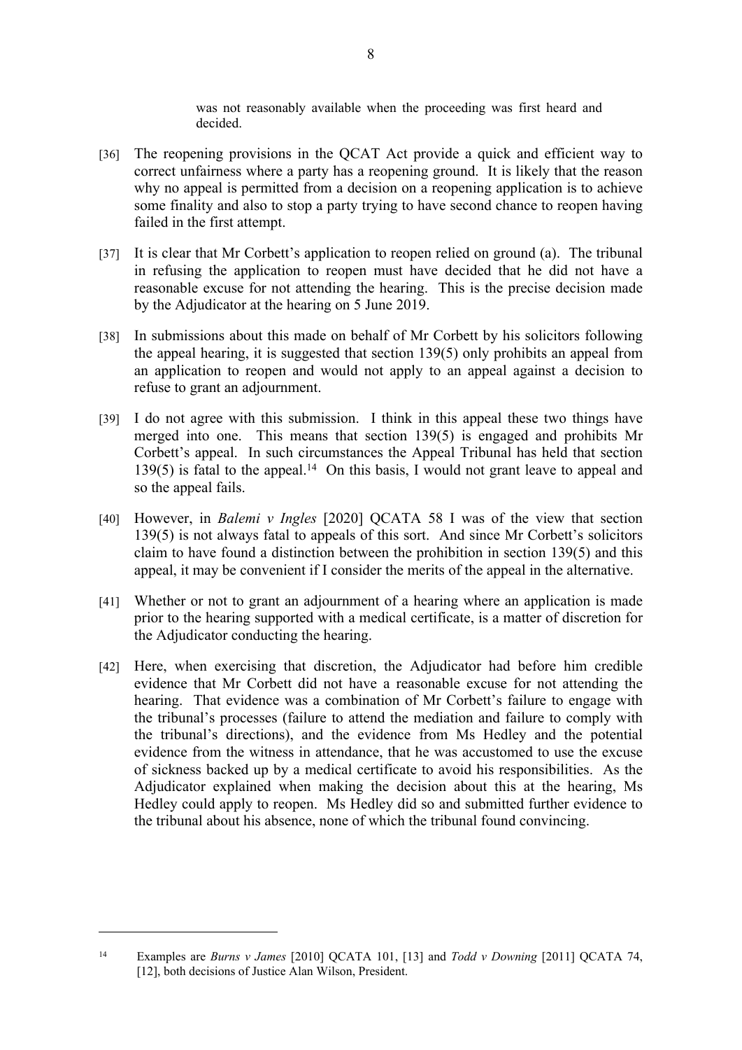was not reasonably available when the proceeding was first heard and decided.

[36] The reopening provisions in the QCAT Act provide a quick and efficient way to correct unfairness where a party has a reopening ground. It is likely that the reason why no appeal is permitted from a decision on a reopening application is to achieve some finality and also to stop a party trying to have second chance to reopen having failed in the first attempt.

[37] It is clear that Mr Corbett's application to reopen relied on ground (a). The tribunal in refusing the application to reopen must have decided that he did not have a reasonable excuse for not attending the hearing. This is the precise decision made by the Adjudicator at the hearing on 5 June 2019.

[38] In submissions about this made on behalf of Mr Corbett by his solicitors following the appeal hearing, it is suggested that section 139(5) only prohibits an appeal from an application to reopen and would not apply to an appeal against a decision to refuse to grant an adjournment.

[39] I do not agree with this submission. I think in this appeal these two things have merged into one. This means that section 139(5) is engaged and prohibits Mr Corbett's appeal. In such circumstances the Appeal Tribunal has held that section 139(5) is fatal to the appeal.[14] On this basis, I would not grant leave to appeal and so the appeal fails.

[40] However, in *Balemi v Ingles* [2020] QCATA 58 I was of the view that section 139(5) is not always fatal to appeals of this sort. And since Mr Corbett's solicitors claim to have found a distinction between the prohibition in section 139(5) and this appeal, it may be convenient if I consider the merits of the appeal in the alternative.

[41] Whether or not to grant an adjournment of a hearing where an application is made prior to the hearing supported with a medical certificate, is a matter of discretion for the Adjudicator conducting the hearing.

[42] Here, when exercising that discretion, the Adjudicator had before him credible evidence that Mr Corbett did not have a reasonable excuse for not attending the hearing. That evidence was a combination of Mr Corbett's failure to engage with the tribunal's processes (failure to attend the mediation and failure to comply with the tribunal's directions), and the evidence from Ms Hedley and the potential evidence from the witness in attendance, that he was accustomed to use the excuse of sickness backed up by a medical certificate to avoid his responsibilities. As the Adjudicator explained when making the decision about this at the hearing, Ms Hedley could apply to reopen. Ms Hedley did so and submitted further evidence to the tribunal about his absence, none of which the tribunal found convincing.

---

[14] Examples are *Burns v James* [2010] QCATA 101, [13] and *Todd v Downing* [2011] QCATA 74, [12], both decisions of Justice Alan Wilson, President.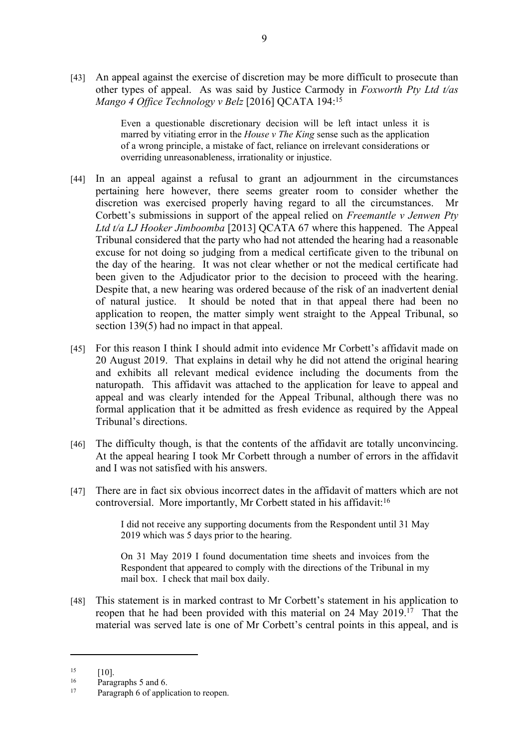[43] An appeal against the exercise of discretion may be more difficult to prosecute than other types of appeal. As was said by Justice Carmody in *Foxworth Pty Ltd t/as Mango 4 Office Technology v Belz* [2016] QCATA 194:[15]

> Even a questionable discretionary decision will be left intact unless it is marred by vitiating error in the *House v The King* sense such as the application of a wrong principle, a mistake of fact, reliance on irrelevant considerations or overriding unreasonableness, irrationality or injustice.

[44] In an appeal against a refusal to grant an adjournment in the circumstances pertaining here however, there seems greater room to consider whether the discretion was exercised properly having regard to all the circumstances. Mr Corbett's submissions in support of the appeal relied on *Freemantle v Jenwen Pty Ltd t/a LJ Hooker Jimboomba* [2013] QCATA 67 where this happened. The Appeal Tribunal considered that the party who had not attended the hearing had a reasonable excuse for not doing so judging from a medical certificate given to the tribunal on the day of the hearing. It was not clear whether or not the medical certificate had been given to the Adjudicator prior to the decision to proceed with the hearing. Despite that, a new hearing was ordered because of the risk of an inadvertent denial of natural justice. It should be noted that in that appeal there had been no application to reopen, the matter simply went straight to the Appeal Tribunal, so section 139(5) had no impact in that appeal.

[45] For this reason I think I should admit into evidence Mr Corbett's affidavit made on 20 August 2019. That explains in detail why he did not attend the original hearing and exhibits all relevant medical evidence including the documents from the naturopath. This affidavit was attached to the application for leave to appeal and appeal and was clearly intended for the Appeal Tribunal, although there was no formal application that it be admitted as fresh evidence as required by the Appeal Tribunal's directions.

[46] The difficulty though, is that the contents of the affidavit are totally unconvincing. At the appeal hearing I took Mr Corbett through a number of errors in the affidavit and I was not satisfied with his answers.

[47] There are in fact six obvious incorrect dates in the affidavit of matters which are not controversial. More importantly, Mr Corbett stated in his affidavit:[16]

> I did not receive any supporting documents from the Respondent until 31 May 2019 which was 5 days prior to the hearing.
>
> On 31 May 2019 I found documentation time sheets and invoices from the Respondent that appeared to comply with the directions of the Tribunal in my mail box. I check that mail box daily.

[48] This statement is in marked contrast to Mr Corbett's statement in his application to reopen that he had been provided with this material on 24 May 2019.[17] That the material was served late is one of Mr Corbett's central points in this appeal, and is

---

[15] [10].

[16] Paragraphs 5 and 6.

[17] Paragraph 6 of application to reopen.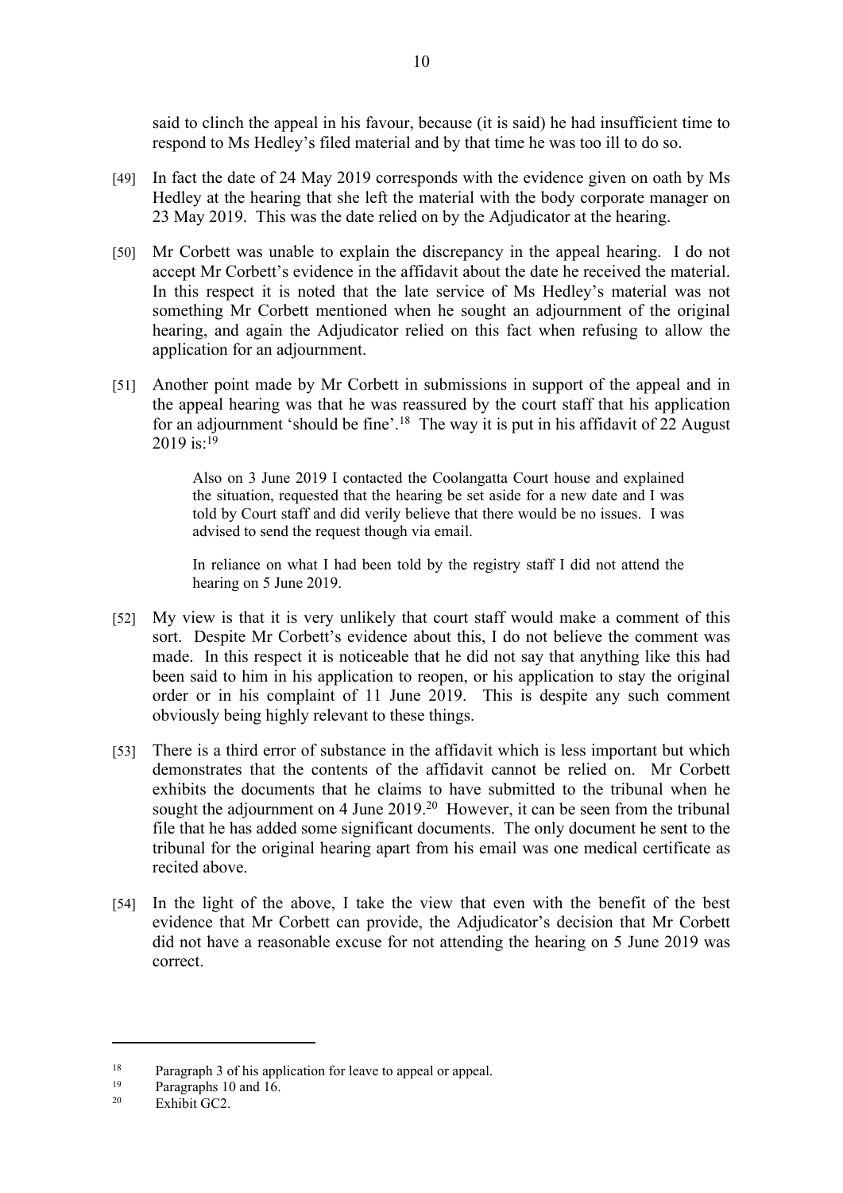said to clinch the appeal in his favour, because (it is said) he had insufficient time to respond to Ms Hedley's filed material and by that time he was too ill to do so.

[49] In fact the date of 24 May 2019 corresponds with the evidence given on oath by Ms Hedley at the hearing that she left the material with the body corporate manager on 23 May 2019. This was the date relied on by the Adjudicator at the hearing.

[50] Mr Corbett was unable to explain the discrepancy in the appeal hearing. I do not accept Mr Corbett's evidence in the affidavit about the date he received the material. In this respect it is noted that the late service of Ms Hedley's material was not something Mr Corbett mentioned when he sought an adjournment of the original hearing, and again the Adjudicator relied on this fact when refusing to allow the application for an adjournment.

[51] Another point made by Mr Corbett in submissions in support of the appeal and in the appeal hearing was that he was reassured by the court staff that his application for an adjournment 'should be fine'.[18] The way it is put in his affidavit of 22 August 2019 is:[19]

> Also on 3 June 2019 I contacted the Coolangatta Court house and explained the situation, requested that the hearing be set aside for a new date and I was told by Court staff and did verily believe that there would be no issues. I was advised to send the request though via email.
>
> In reliance on what I had been told by the registry staff I did not attend the hearing on 5 June 2019.

[52] My view is that it is very unlikely that court staff would make a comment of this sort. Despite Mr Corbett's evidence about this, I do not believe the comment was made. In this respect it is noticeable that he did not say that anything like this had been said to him in his application to reopen, or his application to stay the original order or in his complaint of 11 June 2019. This is despite any such comment obviously being highly relevant to these things.

[53] There is a third error of substance in the affidavit which is less important but which demonstrates that the contents of the affidavit cannot be relied on. Mr Corbett exhibits the documents that he claims to have submitted to the tribunal when he sought the adjournment on 4 June 2019.[20] However, it can be seen from the tribunal file that he has added some significant documents. The only document he sent to the tribunal for the original hearing apart from his email was one medical certificate as recited above.

[54] In the light of the above, I take the view that even with the benefit of the best evidence that Mr Corbett can provide, the Adjudicator's decision that Mr Corbett did not have a reasonable excuse for not attending the hearing on 5 June 2019 was correct.

---

[18] Paragraph 3 of his application for leave to appeal or appeal.

[19] Paragraphs 10 and 16.

[20] Exhibit GC2.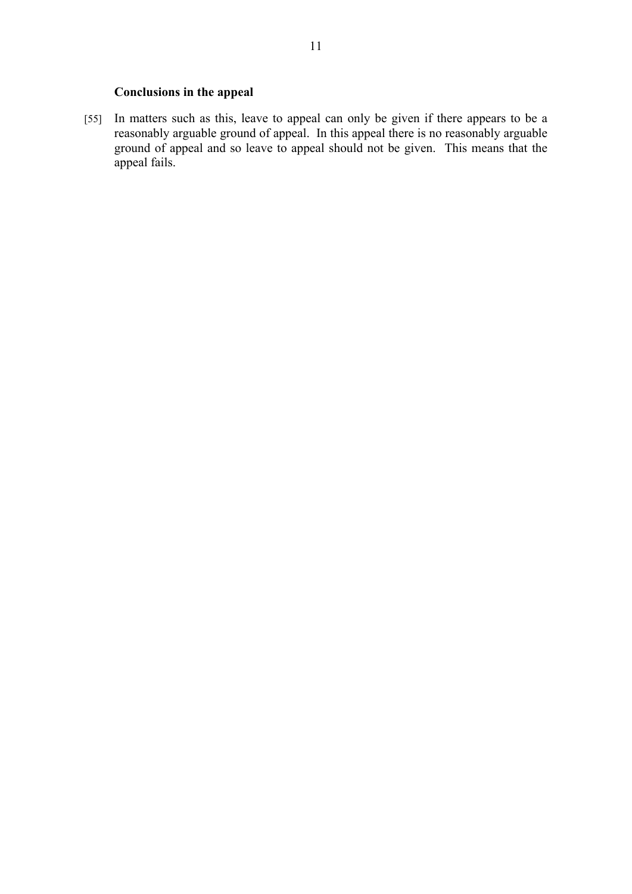**Conclusions in the appeal**

[55] In matters such as this, leave to appeal can only be given if there appears to be a reasonably arguable ground of appeal. In this appeal there is no reasonably arguable ground of appeal and so leave to appeal should not be given. This means that the appeal fails.